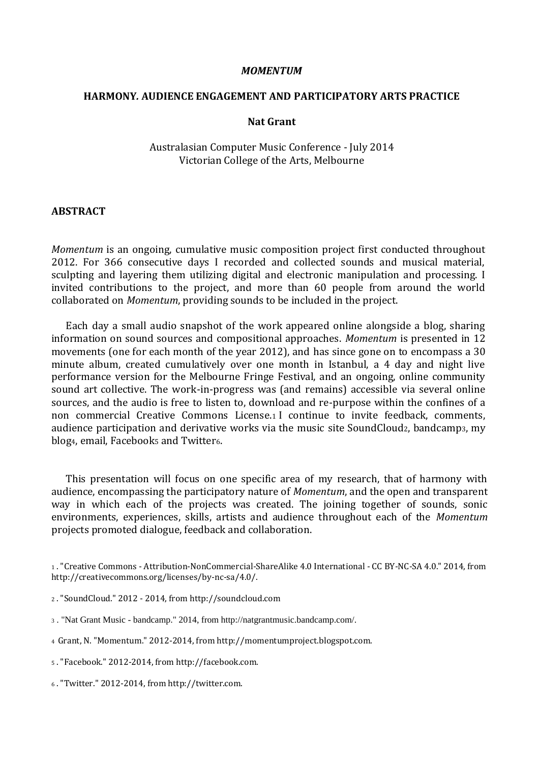*MOMENTUM*

**HARMONY. AUDIENCE ENGAGEMENT AND PARTICIPATORY ARTS PRACTICE**

**Nat Grant**

Australasian Computer Music Conference - July 2014
Victorian College of the Arts, Melbourne

## ABSTRACT

*Momentum* is an ongoing, cumulative music composition project first conducted throughout 2012. For 366 consecutive days I recorded and collected sounds and musical material, sculpting and layering them utilizing digital and electronic manipulation and processing. I invited contributions to the project, and more than 60 people from around the world collaborated on *Momentum*, providing sounds to be included in the project.

Each day a small audio snapshot of the work appeared online alongside a blog, sharing information on sound sources and compositional approaches. *Momentum* is presented in 12 movements (one for each month of the year 2012), and has since gone on to encompass a 30 minute album, created cumulatively over one month in Istanbul, a 4 day and night live performance version for the Melbourne Fringe Festival, and an ongoing, online community sound art collective. The work-in-progress was (and remains) accessible via several online sources, and the audio is free to listen to, download and re-purpose within the confines of a non commercial Creative Commons License.[1] I continue to invite feedback, comments, audience participation and derivative works via the music site SoundCloud[2], bandcamp[3], my blog[4], email, Facebook[5] and Twitter[6].

This presentation will focus on one specific area of my research, that of harmony with audience, encompassing the participatory nature of *Momentum*, and the open and transparent way in which each of the projects was created. The joining together of sounds, sonic environments, experiences, skills, artists and audience throughout each of the *Momentum* projects promoted dialogue, feedback and collaboration.

1 . "Creative Commons - Attribution-NonCommercial-ShareAlike 4.0 International - CC BY-NC-SA 4.0." 2014, from http://creativecommons.org/licenses/by-nc-sa/4.0/.

2 . "SoundCloud." 2012 - 2014, from http://soundcloud.com

3 . "Nat Grant Music - bandcamp." 2014, from http://natgrantmusic.bandcamp.com/.

4 Grant, N. "Momentum." 2012-2014, from http://momentumproject.blogspot.com.

5 . "Facebook." 2012-2014, from http://facebook.com.

6 . "Twitter." 2012-2014, from http://twitter.com.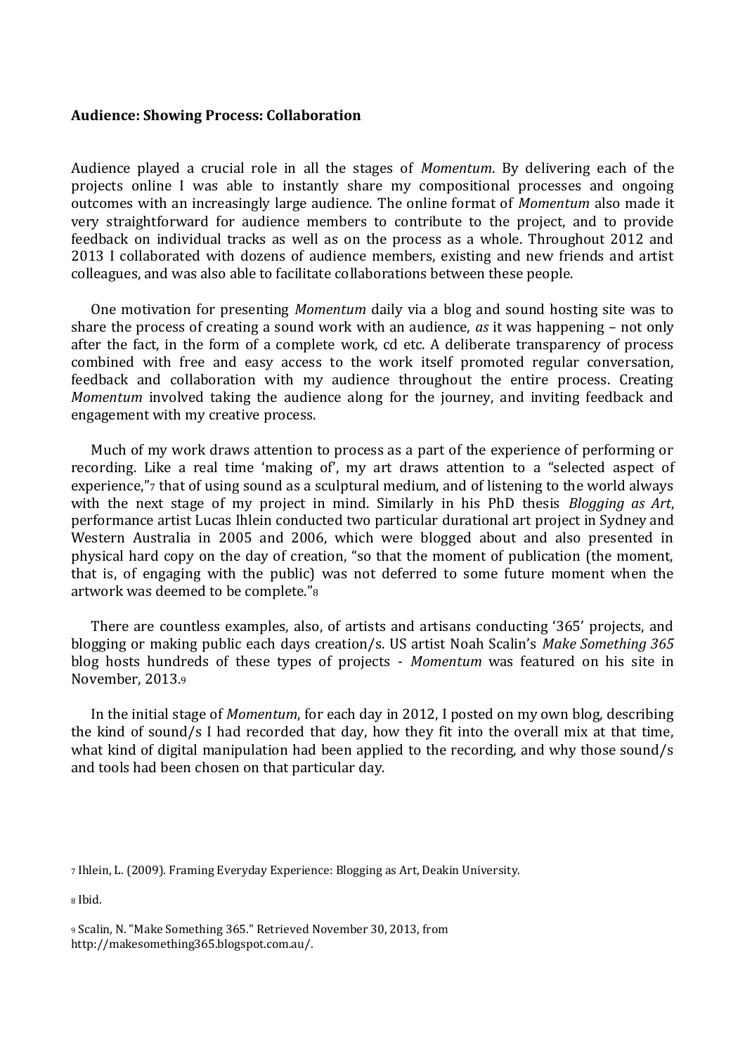**Audience: Showing Process: Collaboration**

Audience played a crucial role in all the stages of *Momentum*. By delivering each of the projects online I was able to instantly share my compositional processes and ongoing outcomes with an increasingly large audience. The online format of *Momentum* also made it very straightforward for audience members to contribute to the project, and to provide feedback on individual tracks as well as on the process as a whole. Throughout 2012 and 2013 I collaborated with dozens of audience members, existing and new friends and artist colleagues, and was also able to facilitate collaborations between these people.

One motivation for presenting *Momentum* daily via a blog and sound hosting site was to share the process of creating a sound work with an audience, *as* it was happening – not only after the fact, in the form of a complete work, cd etc. A deliberate transparency of process combined with free and easy access to the work itself promoted regular conversation, feedback and collaboration with my audience throughout the entire process. Creating *Momentum* involved taking the audience along for the journey, and inviting feedback and engagement with my creative process.

Much of my work draws attention to process as a part of the experience of performing or recording. Like a real time 'making of', my art draws attention to a "selected aspect of experience,"[7] that of using sound as a sculptural medium, and of listening to the world always with the next stage of my project in mind. Similarly in his PhD thesis *Blogging as Art*, performance artist Lucas Ihlein conducted two particular durational art project in Sydney and Western Australia in 2005 and 2006, which were blogged about and also presented in physical hard copy on the day of creation, "so that the moment of publication (the moment, that is, of engaging with the public) was not deferred to some future moment when the artwork was deemed to be complete."[8]

There are countless examples, also, of artists and artisans conducting '365' projects, and blogging or making public each days creation/s. US artist Noah Scalin's *Make Something 365* blog hosts hundreds of these types of projects - *Momentum* was featured on his site in November, 2013.[9]

In the initial stage of *Momentum*, for each day in 2012, I posted on my own blog, describing the kind of sound/s I had recorded that day, how they fit into the overall mix at that time, what kind of digital manipulation had been applied to the recording, and why those sound/s and tools had been chosen on that particular day.

[7] Ihlein, L. (2009). Framing Everyday Experience: Blogging as Art, Deakin University.

[8] Ibid.

[9] Scalin, N. "Make Something 365." Retrieved November 30, 2013, from http://makesomething365.blogspot.com.au/.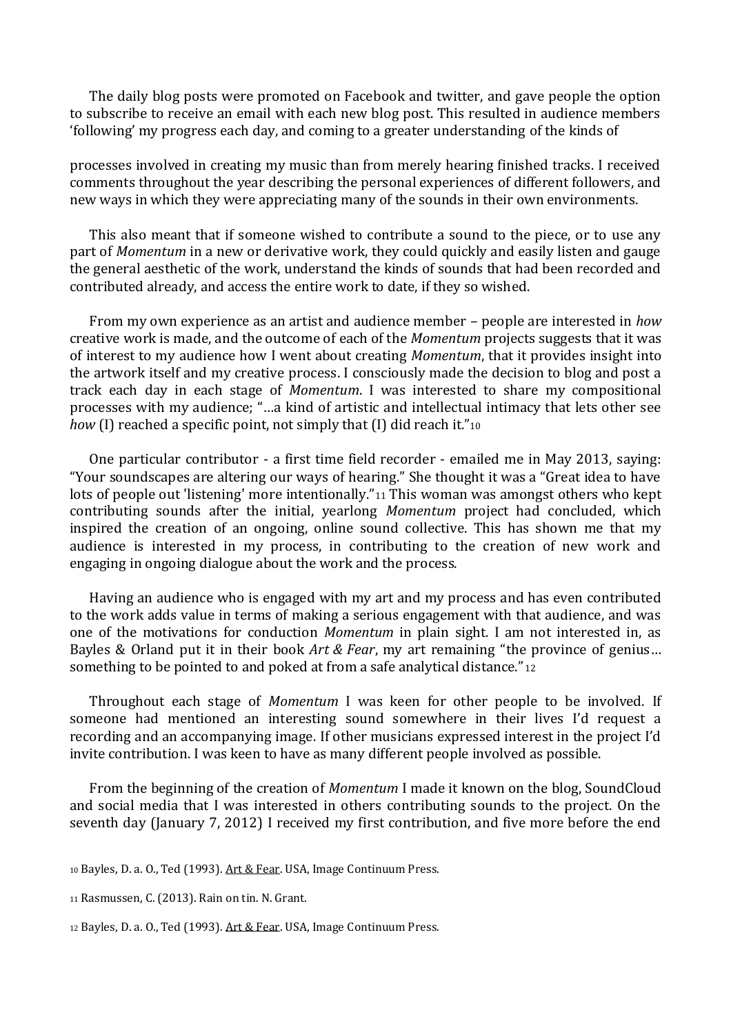The daily blog posts were promoted on Facebook and twitter, and gave people the option to subscribe to receive an email with each new blog post. This resulted in audience members 'following' my progress each day, and coming to a greater understanding of the kinds of processes involved in creating my music than from merely hearing finished tracks. I received comments throughout the year describing the personal experiences of different followers, and new ways in which they were appreciating many of the sounds in their own environments.

This also meant that if someone wished to contribute a sound to the piece, or to use any part of *Momentum* in a new or derivative work, they could quickly and easily listen and gauge the general aesthetic of the work, understand the kinds of sounds that had been recorded and contributed already, and access the entire work to date, if they so wished.

From my own experience as an artist and audience member – people are interested in *how* creative work is made, and the outcome of each of the *Momentum* projects suggests that it was of interest to my audience how I went about creating *Momentum*, that it provides insight into the artwork itself and my creative process. I consciously made the decision to blog and post a track each day in each stage of *Momentum*. I was interested to share my compositional processes with my audience; "…a kind of artistic and intellectual intimacy that lets other see *how* (I) reached a specific point, not simply that (I) did reach it."[10]

One particular contributor - a first time field recorder - emailed me in May 2013, saying: "Your soundscapes are altering our ways of hearing." She thought it was a "Great idea to have lots of people out 'listening' more intentionally."[11] This woman was amongst others who kept contributing sounds after the initial, yearlong *Momentum* project had concluded, which inspired the creation of an ongoing, online sound collective. This has shown me that my audience is interested in my process, in contributing to the creation of new work and engaging in ongoing dialogue about the work and the process.

Having an audience who is engaged with my art and my process and has even contributed to the work adds value in terms of making a serious engagement with that audience, and was one of the motivations for conduction *Momentum* in plain sight. I am not interested in, as Bayles & Orland put it in their book *Art & Fear*, my art remaining "the province of genius… something to be pointed to and poked at from a safe analytical distance."[12]

Throughout each stage of *Momentum* I was keen for other people to be involved. If someone had mentioned an interesting sound somewhere in their lives I'd request a recording and an accompanying image. If other musicians expressed interest in the project I'd invite contribution. I was keen to have as many different people involved as possible.

From the beginning of the creation of *Momentum* I made it known on the blog, SoundCloud and social media that I was interested in others contributing sounds to the project. On the seventh day (January 7, 2012) I received my first contribution, and five more before the end

[10] Bayles, D. a. O., Ted (1993). Art & Fear. USA, Image Continuum Press.

[11] Rasmussen, C. (2013). Rain on tin. N. Grant.

[12] Bayles, D. a. O., Ted (1993). Art & Fear. USA, Image Continuum Press.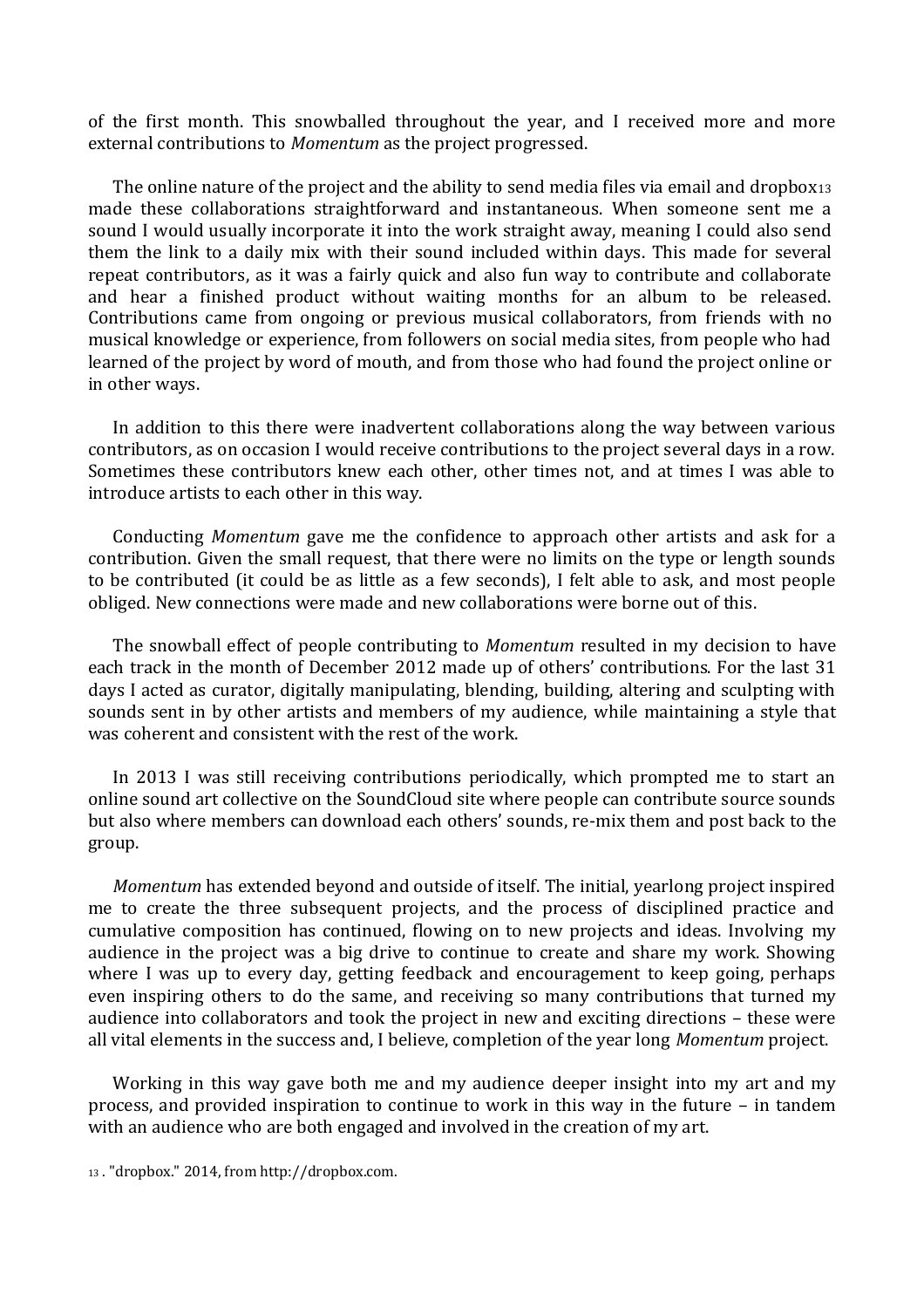of the first month. This snowballed throughout the year, and I received more and more external contributions to *Momentum* as the project progressed.

The online nature of the project and the ability to send media files via email and dropbox[13] made these collaborations straightforward and instantaneous. When someone sent me a sound I would usually incorporate it into the work straight away, meaning I could also send them the link to a daily mix with their sound included within days. This made for several repeat contributors, as it was a fairly quick and also fun way to contribute and collaborate and hear a finished product without waiting months for an album to be released. Contributions came from ongoing or previous musical collaborators, from friends with no musical knowledge or experience, from followers on social media sites, from people who had learned of the project by word of mouth, and from those who had found the project online or in other ways.

In addition to this there were inadvertent collaborations along the way between various contributors, as on occasion I would receive contributions to the project several days in a row. Sometimes these contributors knew each other, other times not, and at times I was able to introduce artists to each other in this way.

Conducting *Momentum* gave me the confidence to approach other artists and ask for a contribution. Given the small request, that there were no limits on the type or length sounds to be contributed (it could be as little as a few seconds), I felt able to ask, and most people obliged. New connections were made and new collaborations were borne out of this.

The snowball effect of people contributing to *Momentum* resulted in my decision to have each track in the month of December 2012 made up of others' contributions. For the last 31 days I acted as curator, digitally manipulating, blending, building, altering and sculpting with sounds sent in by other artists and members of my audience, while maintaining a style that was coherent and consistent with the rest of the work.

In 2013 I was still receiving contributions periodically, which prompted me to start an online sound art collective on the SoundCloud site where people can contribute source sounds but also where members can download each others' sounds, re-mix them and post back to the group.

*Momentum* has extended beyond and outside of itself. The initial, yearlong project inspired me to create the three subsequent projects, and the process of disciplined practice and cumulative composition has continued, flowing on to new projects and ideas. Involving my audience in the project was a big drive to continue to create and share my work. Showing where I was up to every day, getting feedback and encouragement to keep going, perhaps even inspiring others to do the same, and receiving so many contributions that turned my audience into collaborators and took the project in new and exciting directions – these were all vital elements in the success and, I believe, completion of the year long *Momentum* project.

Working in this way gave both me and my audience deeper insight into my art and my process, and provided inspiration to continue to work in this way in the future – in tandem with an audience who are both engaged and involved in the creation of my art.

[13] . "dropbox." 2014, from http://dropbox.com.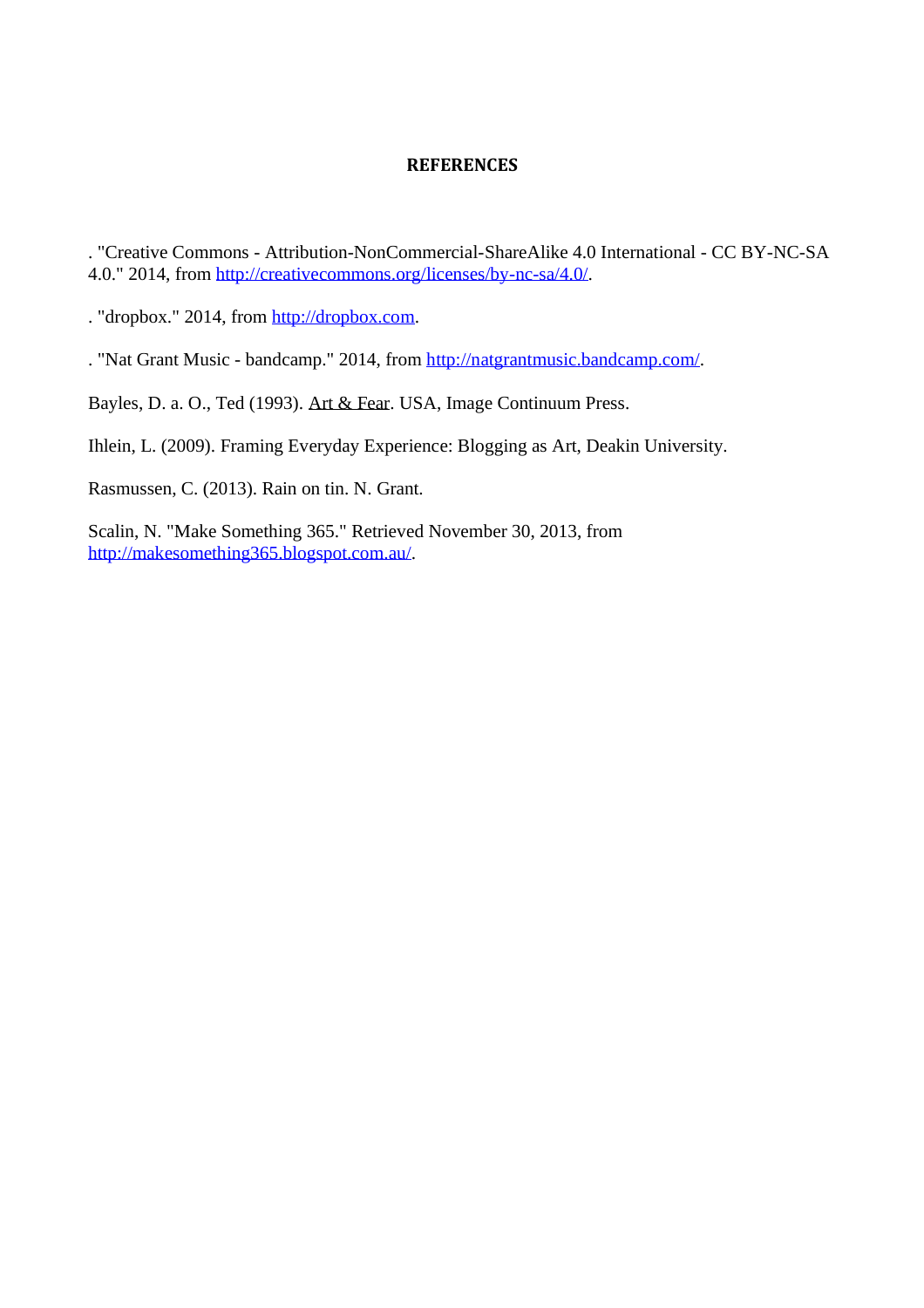# REFERENCES

. "Creative Commons - Attribution-NonCommercial-ShareAlike 4.0 International - CC BY-NC-SA 4.0." 2014, from http://creativecommons.org/licenses/by-nc-sa/4.0/.

. "dropbox." 2014, from http://dropbox.com.

. "Nat Grant Music - bandcamp." 2014, from http://natgrantmusic.bandcamp.com/.

Bayles, D. a. O., Ted (1993). Art & Fear. USA, Image Continuum Press.

Ihlein, L. (2009). Framing Everyday Experience: Blogging as Art, Deakin University.

Rasmussen, C. (2013). Rain on tin. N. Grant.

Scalin, N. "Make Something 365." Retrieved November 30, 2013, from http://makesomething365.blogspot.com.au/.